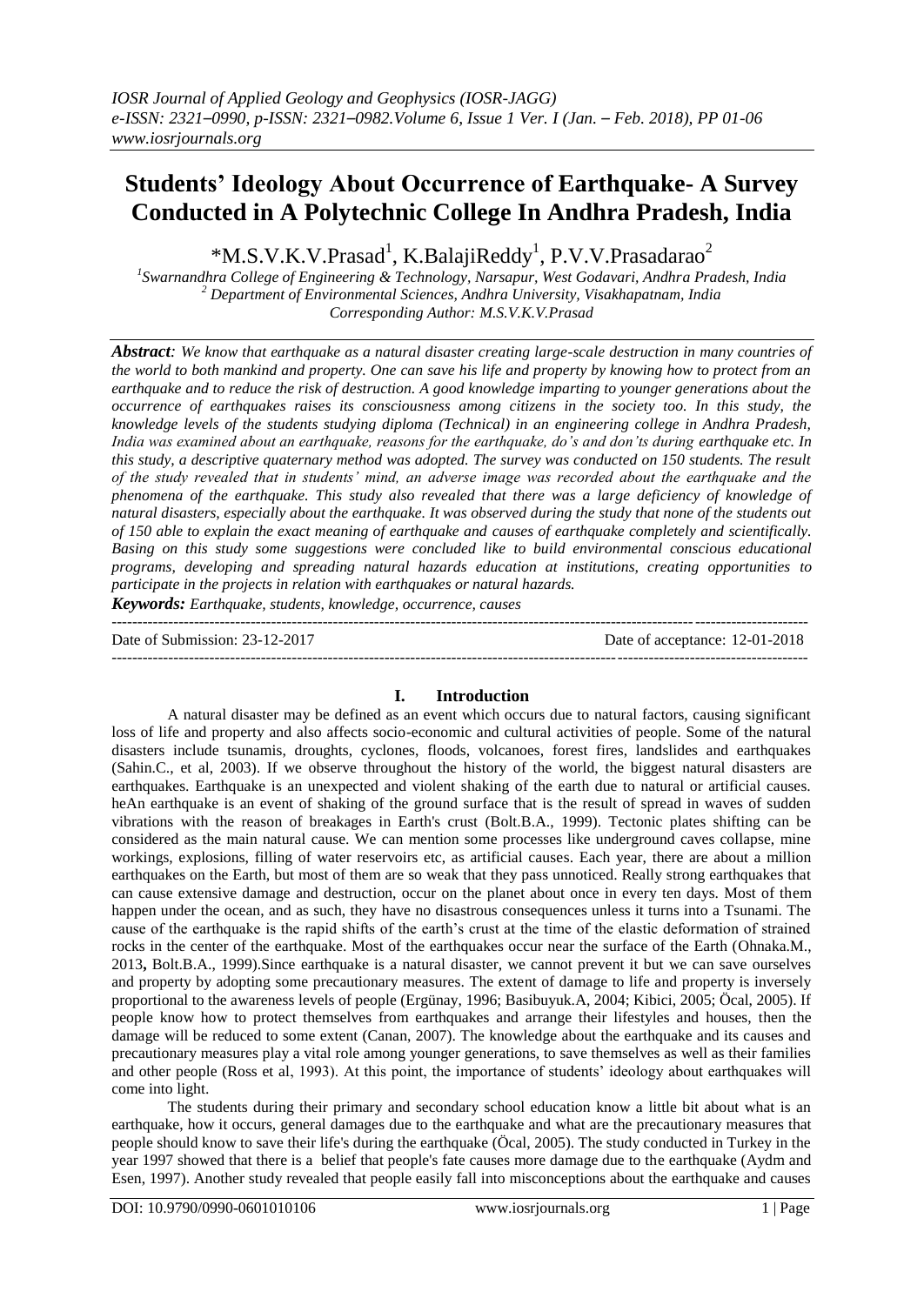# Students' Ideology About Occurrence of Earthquake- A Survey Conducted in A Polytechnic College In Andhra Pradesh, India

*M.S.V.K.V.Prasad[1], K.BalajiReddy[1], P.V.V.Prasadarao[2]

[1]*Swarnandhra College of Engineering & Technology, Narsapur, West Godavari, Andhra Pradesh, India*
[2] *Department of Environmental Sciences, Andhra University, Visakhapatnam, India*
*Corresponding Author: M.S.V.K.V.Prasad*

***Abstract**: We know that earthquake as a natural disaster creating large-scale destruction in many countries of the world to both mankind and property. One can save his life and property by knowing how to protect from an earthquake and to reduce the risk of destruction. A good knowledge imparting to younger generations about the occurrence of earthquakes raises its consciousness among citizens in the society too. In this study, the knowledge levels of the students studying diploma (Technical) in an engineering college in Andhra Pradesh, India was examined about an earthquake, reasons for the earthquake, do's and don'ts during earthquake etc. In this study, a descriptive quaternary method was adopted. The survey was conducted on 150 students. The result of the study revealed that in students' mind, an adverse image was recorded about the earthquake and the phenomena of the earthquake. This study also revealed that there was a large deficiency of knowledge of natural disasters, especially about the earthquake. It was observed during the study that none of the students out of 150 able to explain the exact meaning of earthquake and causes of earthquake completely and scientifically. Basing on this study some suggestions were concluded like to build environmental conscious educational programs, developing and spreading natural hazards education at institutions, creating opportunities to participate in the projects in relation with earthquakes or natural hazards.*

***Keywords:** Earthquake, students, knowledge, occurrence, causes*

---

Date of Submission: 23-12-2017 Date of acceptance: 12-01-2018

---

## I. Introduction

A natural disaster may be defined as an event which occurs due to natural factors, causing significant loss of life and property and also affects socio-economic and cultural activities of people. Some of the natural disasters include tsunamis, droughts, cyclones, floods, volcanoes, forest fires, landslides and earthquakes (Sahin.C., et al, 2003). If we observe throughout the history of the world, the biggest natural disasters are earthquakes. Earthquake is an unexpected and violent shaking of the earth due to natural or artificial causes. heAn earthquake is an event of shaking of the ground surface that is the result of spread in waves of sudden vibrations with the reason of breakages in Earth's crust (Bolt.B.A., 1999). Tectonic plates shifting can be considered as the main natural cause. We can mention some processes like underground caves collapse, mine workings, explosions, filling of water reservoirs etc, as artificial causes. Each year, there are about a million earthquakes on the Earth, but most of them are so weak that they pass unnoticed. Really strong earthquakes that can cause extensive damage and destruction, occur on the planet about once in every ten days. Most of them happen under the ocean, and as such, they have no disastrous consequences unless it turns into a Tsunami. The cause of the earthquake is the rapid shifts of the earth's crust at the time of the elastic deformation of strained rocks in the center of the earthquake. Most of the earthquakes occur near the surface of the Earth (Ohnaka.M., 2013**,** Bolt.B.A., 1999).Since earthquake is a natural disaster, we cannot prevent it but we can save ourselves and property by adopting some precautionary measures. The extent of damage to life and property is inversely proportional to the awareness levels of people (Ergünay, 1996; Basibuyuk.A, 2004; Kibici, 2005; Öcal, 2005). If people know how to protect themselves from earthquakes and arrange their lifestyles and houses, then the damage will be reduced to some extent (Canan, 2007). The knowledge about the earthquake and its causes and precautionary measures play a vital role among younger generations, to save themselves as well as their families and other people (Ross et al, 1993). At this point, the importance of students' ideology about earthquakes will come into light.

The students during their primary and secondary school education know a little bit about what is an earthquake, how it occurs, general damages due to the earthquake and what are the precautionary measures that people should know to save their life's during the earthquake (Öcal, 2005). The study conducted in Turkey in the year 1997 showed that there is a belief that people's fate causes more damage due to the earthquake (Aydm and Esen, 1997). Another study revealed that people easily fall into misconceptions about the earthquake and causes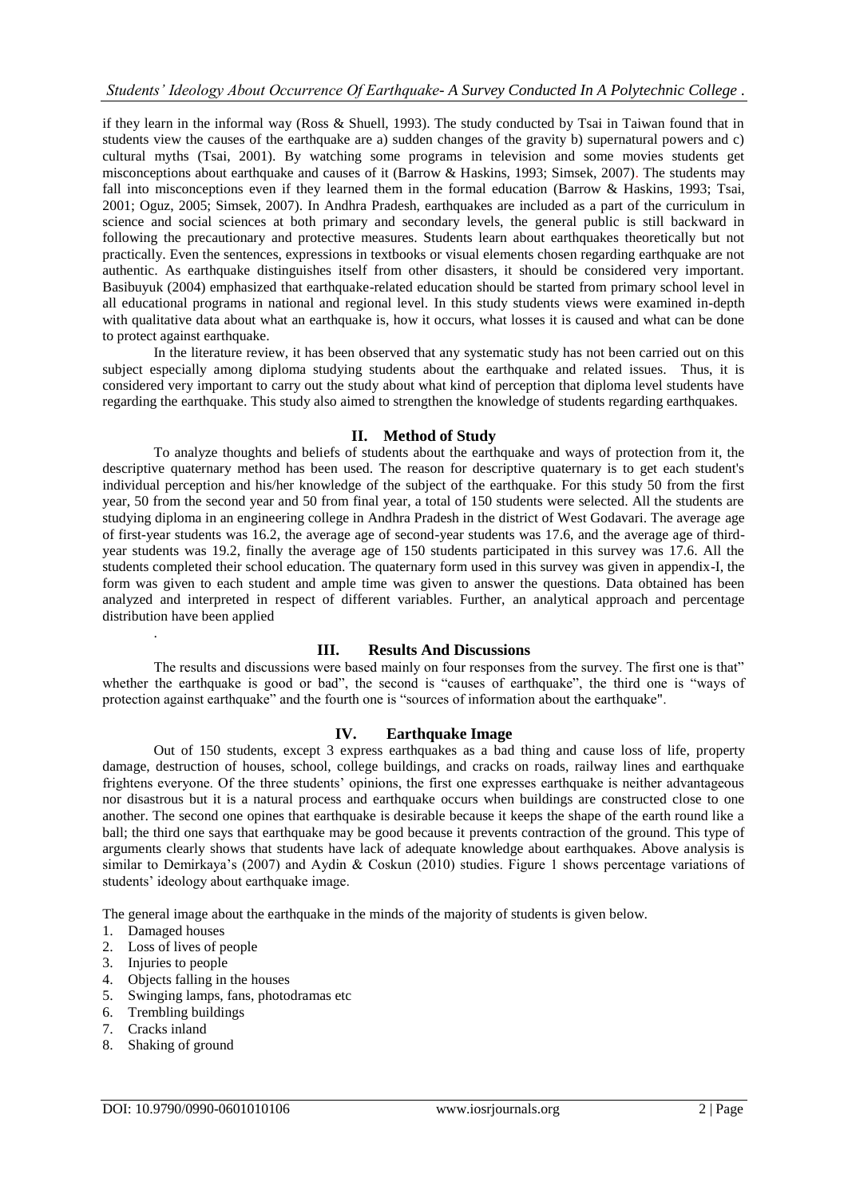if they learn in the informal way (Ross & Shuell, 1993). The study conducted by Tsai in Taiwan found that in students view the causes of the earthquake are a) sudden changes of the gravity b) supernatural powers and c) cultural myths (Tsai, 2001). By watching some programs in television and some movies students get misconceptions about earthquake and causes of it (Barrow & Haskins, 1993; Simsek, 2007). The students may fall into misconceptions even if they learned them in the formal education (Barrow & Haskins, 1993; Tsai, 2001; Oguz, 2005; Simsek, 2007). In Andhra Pradesh, earthquakes are included as a part of the curriculum in science and social sciences at both primary and secondary levels, the general public is still backward in following the precautionary and protective measures. Students learn about earthquakes theoretically but not practically. Even the sentences, expressions in textbooks or visual elements chosen regarding earthquake are not authentic. As earthquake distinguishes itself from other disasters, it should be considered very important. Basibuyuk (2004) emphasized that earthquake-related education should be started from primary school level in all educational programs in national and regional level. In this study students views were examined in-depth with qualitative data about what an earthquake is, how it occurs, what losses it is caused and what can be done to protect against earthquake.

In the literature review, it has been observed that any systematic study has not been carried out on this subject especially among diploma studying students about the earthquake and related issues. Thus, it is considered very important to carry out the study about what kind of perception that diploma level students have regarding the earthquake. This study also aimed to strengthen the knowledge of students regarding earthquakes.

## II. Method of Study

To analyze thoughts and beliefs of students about the earthquake and ways of protection from it, the descriptive quaternary method has been used. The reason for descriptive quaternary is to get each student's individual perception and his/her knowledge of the subject of the earthquake. For this study 50 from the first year, 50 from the second year and 50 from final year, a total of 150 students were selected. All the students are studying diploma in an engineering college in Andhra Pradesh in the district of West Godavari. The average age of first-year students was 16.2, the average age of second-year students was 17.6, and the average age of third-year students was 19.2, finally the average age of 150 students participated in this survey was 17.6. All the students completed their school education. The quaternary form used in this survey was given in appendix-I, the form was given to each student and ample time was given to answer the questions. Data obtained has been analyzed and interpreted in respect of different variables. Further, an analytical approach and percentage distribution have been applied

.

## III. Results And Discussions

The results and discussions were based mainly on four responses from the survey. The first one is that" whether the earthquake is good or bad", the second is "causes of earthquake", the third one is "ways of protection against earthquake" and the fourth one is "sources of information about the earthquake".

## IV. Earthquake Image

Out of 150 students, except 3 express earthquakes as a bad thing and cause loss of life, property damage, destruction of houses, school, college buildings, and cracks on roads, railway lines and earthquake frightens everyone. Of the three students' opinions, the first one expresses earthquake is neither advantageous nor disastrous but it is a natural process and earthquake occurs when buildings are constructed close to one another. The second one opines that earthquake is desirable because it keeps the shape of the earth round like a ball; the third one says that earthquake may be good because it prevents contraction of the ground. This type of arguments clearly shows that students have lack of adequate knowledge about earthquakes. Above analysis is similar to Demirkaya's (2007) and Aydin & Coskun (2010) studies. Figure 1 shows percentage variations of students' ideology about earthquake image.

The general image about the earthquake in the minds of the majority of students is given below.

1. Damaged houses
2. Loss of lives of people
3. Injuries to people
4. Objects falling in the houses
5. Swinging lamps, fans, photodramas etc
6. Trembling buildings
7. Cracks inland
8. Shaking of ground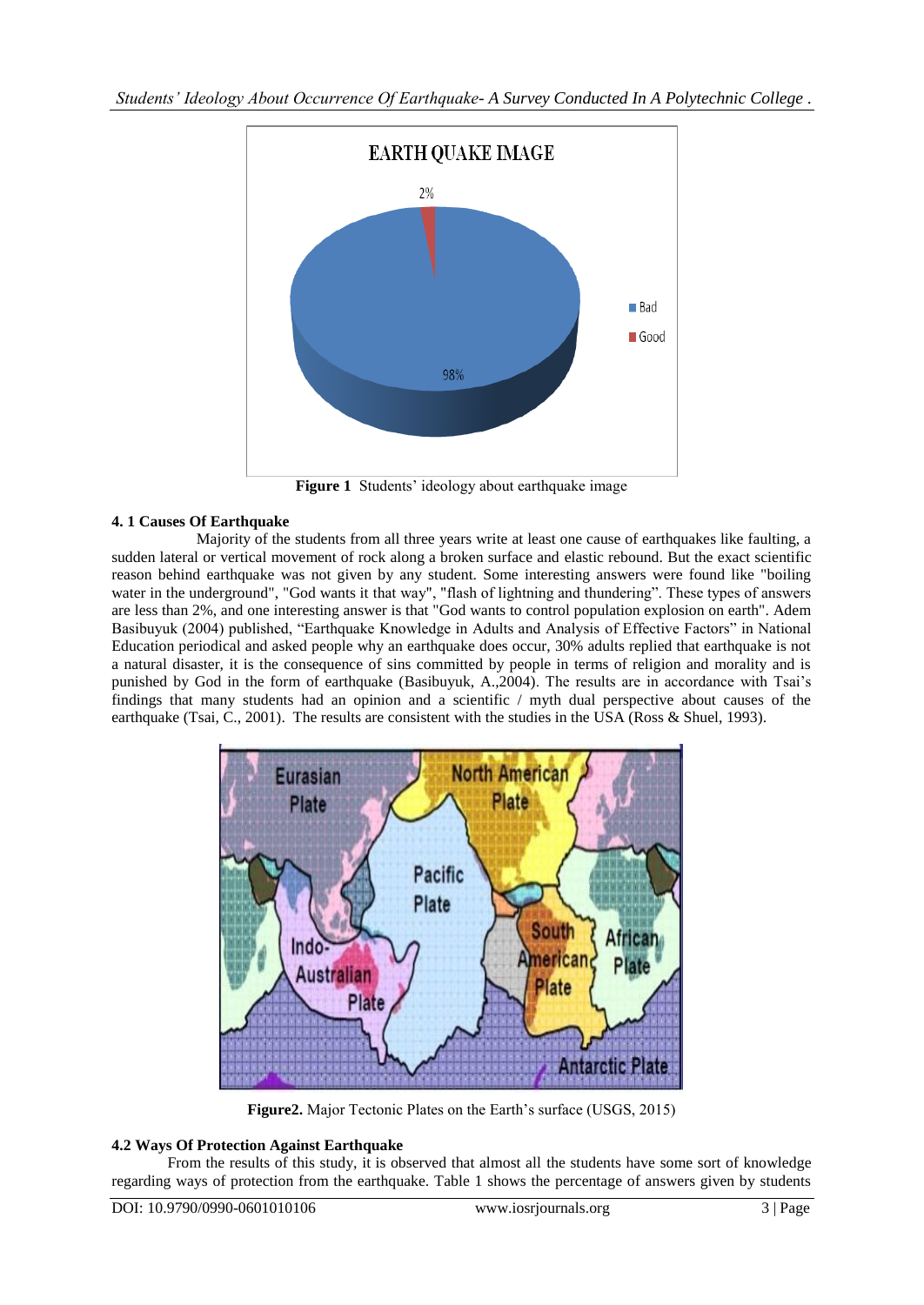**Figure 1** Students' ideology about earthquake image

### 4. 1 Causes Of Earthquake

Majority of the students from all three years write at least one cause of earthquakes like faulting, a sudden lateral or vertical movement of rock along a broken surface and elastic rebound. But the exact scientific reason behind earthquake was not given by any student. Some interesting answers were found like "boiling water in the underground", "God wants it that way", "flash of lightning and thundering". These types of answers are less than 2%, and one interesting answer is that "God wants to control population explosion on earth". Adem Basibuyuk (2004) published, "Earthquake Knowledge in Adults and Analysis of Effective Factors" in National Education periodical and asked people why an earthquake does occur, 30% adults replied that earthquake is not a natural disaster, it is the consequence of sins committed by people in terms of religion and morality and is punished by God in the form of earthquake (Basibuyuk, A.,2004). The results are in accordance with Tsai's findings that many students had an opinion and a scientific / myth dual perspective about causes of the earthquake (Tsai, C., 2001). The results are consistent with the studies in the USA (Ross & Shuel, 1993).

**Figure2.** Major Tectonic Plates on the Earth's surface (USGS, 2015)

### 4.2 Ways Of Protection Against Earthquake

From the results of this study, it is observed that almost all the students have some sort of knowledge regarding ways of protection from the earthquake. Table 1 shows the percentage of answers given by students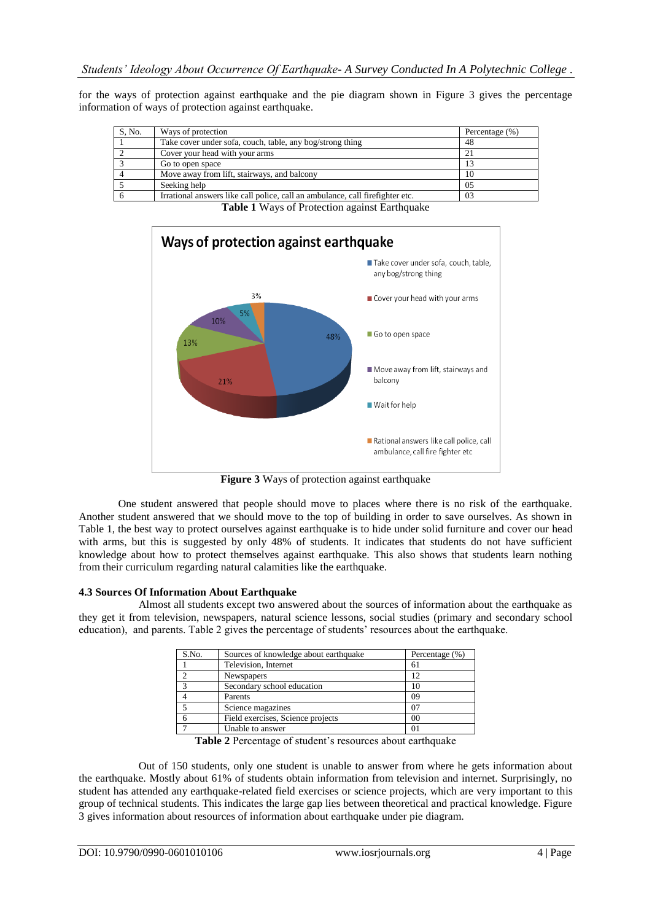for the ways of protection against earthquake and the pie diagram shown in Figure 3 gives the percentage information of ways of protection against earthquake.

| S, No. | Ways of protection | Percentage (%) |
|---|---|---|
| 1 | Take cover under sofa, couch, table, any bog/strong thing | 48 |
| 2 | Cover your head with your arms | 21 |
| 3 | Go to open space | 13 |
| 4 | Move away from lift, stairways, and balcony | 10 |
| 5 | Seeking help | 05 |
| 6 | Irrational answers like call police, call an ambulance, call firefighter etc. | 03 |

**Table 1** Ways of Protection against Earthquake

**Figure 3** Ways of protection against earthquake

One student answered that people should move to places where there is no risk of the earthquake. Another student answered that we should move to the top of building in order to save ourselves. As shown in Table 1, the best way to protect ourselves against earthquake is to hide under solid furniture and cover our head with arms, but this is suggested by only 48% of students. It indicates that students do not have sufficient knowledge about how to protect themselves against earthquake. This also shows that students learn nothing from their curriculum regarding natural calamities like the earthquake.

### 4.3 Sources Of Information About Earthquake

Almost all students except two answered about the sources of information about the earthquake as they get it from television, newspapers, natural science lessons, social studies (primary and secondary school education), and parents. Table 2 gives the percentage of students' resources about the earthquake.

| S.No. | Sources of knowledge about earthquake | Percentage (%) |
|---|---|---|
| 1 | Television, Internet | 61 |
| 2 | Newspapers | 12 |
| 3 | Secondary school education | 10 |
| 4 | Parents | 09 |
| 5 | Science magazines | 07 |
| 6 | Field exercises, Science projects | 00 |
| 7 | Unable to answer | 01 |

**Table 2** Percentage of student's resources about earthquake

Out of 150 students, only one student is unable to answer from where he gets information about the earthquake. Mostly about 61% of students obtain information from television and internet. Surprisingly, no student has attended any earthquake-related field exercises or science projects, which are very important to this group of technical students. This indicates the large gap lies between theoretical and practical knowledge. Figure 3 gives information about resources of information about earthquake under pie diagram.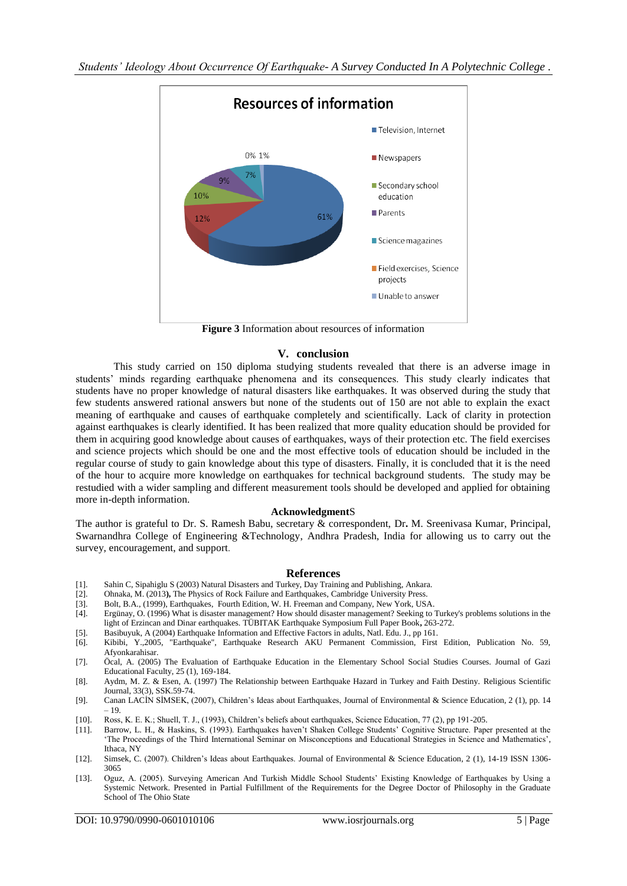**Resources of information**

- Television, Internet: 61%
- Newspapers: 12%
- Secondary school education: 10%
- Parents: 9%
- Science magazines: 7%
- Field exercises, Science projects: 0%
- Unable to answer: 1%

**Figure 3** Information about resources of information

## V. conclusion

This study carried on 150 diploma studying students revealed that there is an adverse image in students' minds regarding earthquake phenomena and its consequences. This study clearly indicates that students have no proper knowledge of natural disasters like earthquakes. It was observed during the study that few students answered rational answers but none of the students out of 150 are not able to explain the exact meaning of earthquake and causes of earthquake completely and scientifically. Lack of clarity in protection against earthquakes is clearly identified. It has been realized that more quality education should be provided for them in acquiring good knowledge about causes of earthquakes, ways of their protection etc. The field exercises and science projects which should be one and the most effective tools of education should be included in the regular course of study to gain knowledge about this type of disasters. Finally, it is concluded that it is the need of the hour to acquire more knowledge on earthquakes for technical background students. The study may be restudied with a wider sampling and different measurement tools should be developed and applied for obtaining more in-depth information.

### AcknowledgmentS

The author is grateful to Dr. S. Ramesh Babu, secretary & correspondent, Dr. M. Sreenivasa Kumar, Principal, Swarnandhra College of Engineering &Technology, Andhra Pradesh, India for allowing us to carry out the survey, encouragement, and support.

### References

[1]. Sahin C, Sipahiglu S (2003) Natural Disasters and Turkey, Day Training and Publishing, Ankara.

[2]. Ohnaka, M. (2013), The Physics of Rock Failure and Earthquakes, Cambridge University Press.

[3]. Bolt, B.A., (1999), Earthquakes, Fourth Edition, W. H. Freeman and Company, New York, USA.

[4]. Ergünay, O. (1996) What is disaster management? How should disaster management? Seeking to Turkey's problems solutions in the light of Erzincan and Dinar earthquakes. TÜBITAK Earthquake Symposium Full Paper Book, 263-272.

[5]. Basibuyuk, A (2004) Earthquake Information and Effective Factors in adults, Natl. Edu. J., pp 161.

[6]. Kibibi, Y.,2005, "Earthquake", Earthquake Research AKU Permanent Commission, First Edition, Publication No. 59, Afyonkarahisar.

[7]. Öcal, A. (2005) The Evaluation of Earthquake Education in the Elementary School Social Studies Courses. Journal of Gazi Educational Faculty, 25 (1), 169-184.

[8]. Aydm, M. Z. & Esen, A. (1997) The Relationship between Earthquake Hazard in Turkey and Faith Destiny. Religious Scientific Journal, 33(3), SSK.59-74.

[9]. Canan LACİN SİMSEK, (2007), Children's Ideas about Earthquakes, Journal of Environmental & Science Education, 2 (1), pp. 14 – 19.

[10]. Ross, K. E. K.; Shuell, T. J., (1993), Children's beliefs about earthquakes, Science Education, 77 (2), pp 191-205.

[11]. Barrow, L. H., & Haskins, S. (1993). Earthquakes haven't Shaken College Students' Cognitive Structure. Paper presented at the 'The Proceedings of the Third International Seminar on Misconceptions and Educational Strategies in Science and Mathematics', Ithaca, NY

[12]. Simsek, C. (2007). Children's Ideas about Earthquakes. Journal of Environmental & Science Education, 2 (1), 14-19 ISSN 1306-3065

[13]. Oguz, A. (2005). Surveying American And Turkish Middle School Students' Existing Knowledge of Earthquakes by Using a Systemic Network. Presented in Partial Fulfillment of the Requirements for the Degree Doctor of Philosophy in the Graduate School of The Ohio State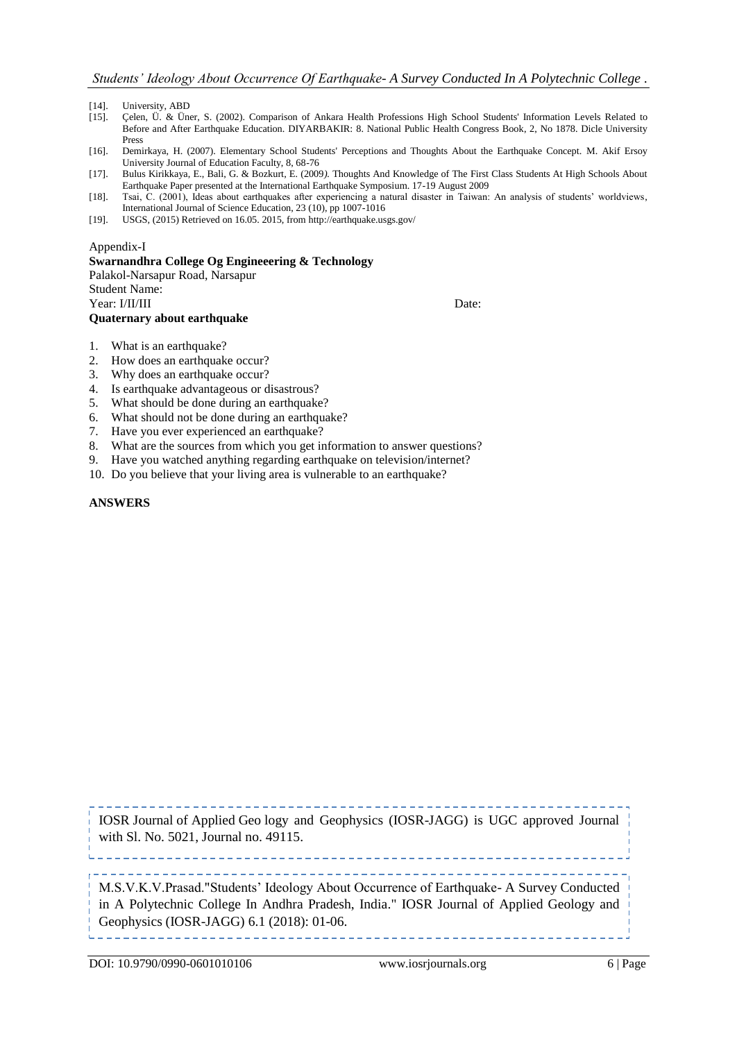[14]. University, ABD

[15]. Çelen, Ü. & Üner, S. (2002). Comparison of Ankara Health Professions High School Students' Information Levels Related to Before and After Earthquake Education. DIYARBAKIR: 8. National Public Health Congress Book, 2, No 1878. Dicle University Press

[16]. Demirkaya, H. (2007). Elementary School Students' Perceptions and Thoughts About the Earthquake Concept. M. Akif Ersoy University Journal of Education Faculty, 8, 68-76

[17]. Bulus Kirikkaya, E., Bali, G. & Bozkurt, E. (2009). Thoughts And Knowledge of The First Class Students At High Schools About Earthquake Paper presented at the International Earthquake Symposium. 17-19 August 2009

[18]. Tsai, C. (2001), Ideas about earthquakes after experiencing a natural disaster in Taiwan: An analysis of students' worldviews, International Journal of Science Education, 23 (10), pp 1007-1016

[19]. USGS, (2015) Retrieved on 16.05. 2015, from http://earthquake.usgs.gov/

Appendix-I

**Swarnandhra College Og Engineeering & Technology**

Palakol-Narsapur Road, Narsapur

Student Name:

Year: I/II/III Date:

**Quaternary about earthquake**

1. What is an earthquake?
2. How does an earthquake occur?
3. Why does an earthquake occur?
4. Is earthquake advantageous or disastrous?
5. What should be done during an earthquake?
6. What should not be done during an earthquake?
7. Have you ever experienced an earthquake?
8. What are the sources from which you get information to answer questions?
9. Have you watched anything regarding earthquake on television/internet?
10. Do you believe that your living area is vulnerable to an earthquake?

**ANSWERS**

IOSR Journal of Applied Geo logy and Geophysics (IOSR-JAGG) is UGC approved Journal with Sl. No. 5021, Journal no. 49115.

M.S.V.K.V.Prasad."Students' Ideology About Occurrence of Earthquake- A Survey Conducted in A Polytechnic College In Andhra Pradesh, India." IOSR Journal of Applied Geology and Geophysics (IOSR-JAGG) 6.1 (2018): 01-06.